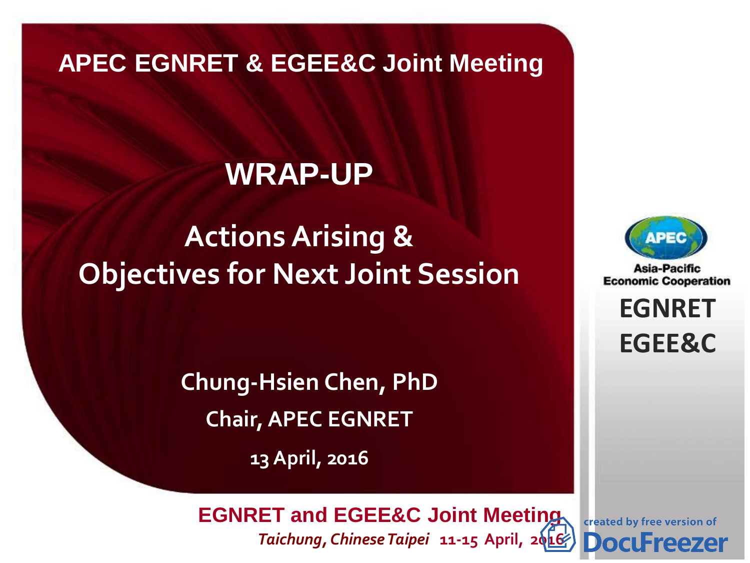APEC EGNRET & EGEE&C Joint Meeting

# WRAP-UP

## Actions Arising & Objectives for Next Joint Session

**Chung-Hsien Chen, PhD**

**Chair, APEC EGNRET**

**13 April, 2016**

APEC

Asia-Pacific Economic Cooperation

EGNRET

EGEE&C

**EGNRET and EGEE&C Joint Meeting**

*Taichung, Chinese Taipei* 11-15 April, 2016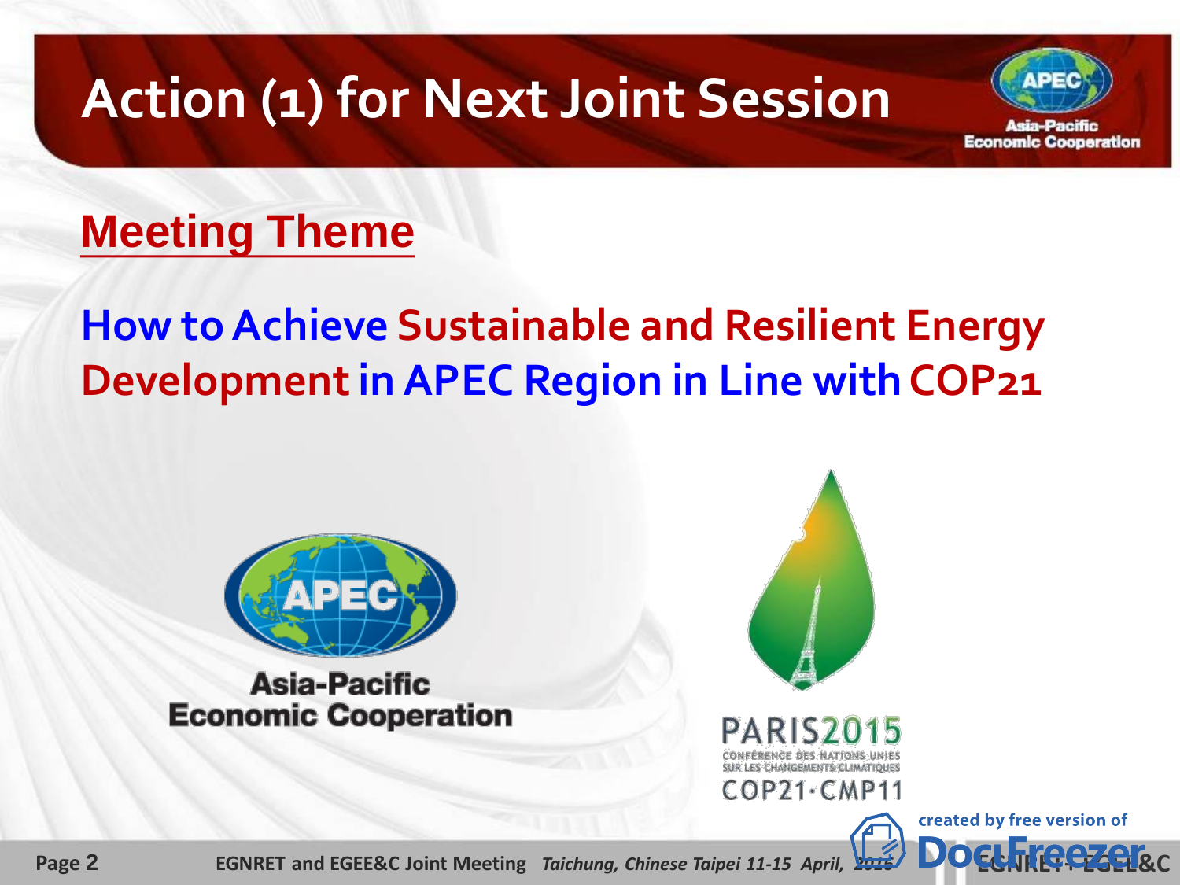# Action (1) for Next Joint Session

## Meeting Theme

**How to Achieve Sustainable and Resilient Energy Development in APEC Region in Line with COP21**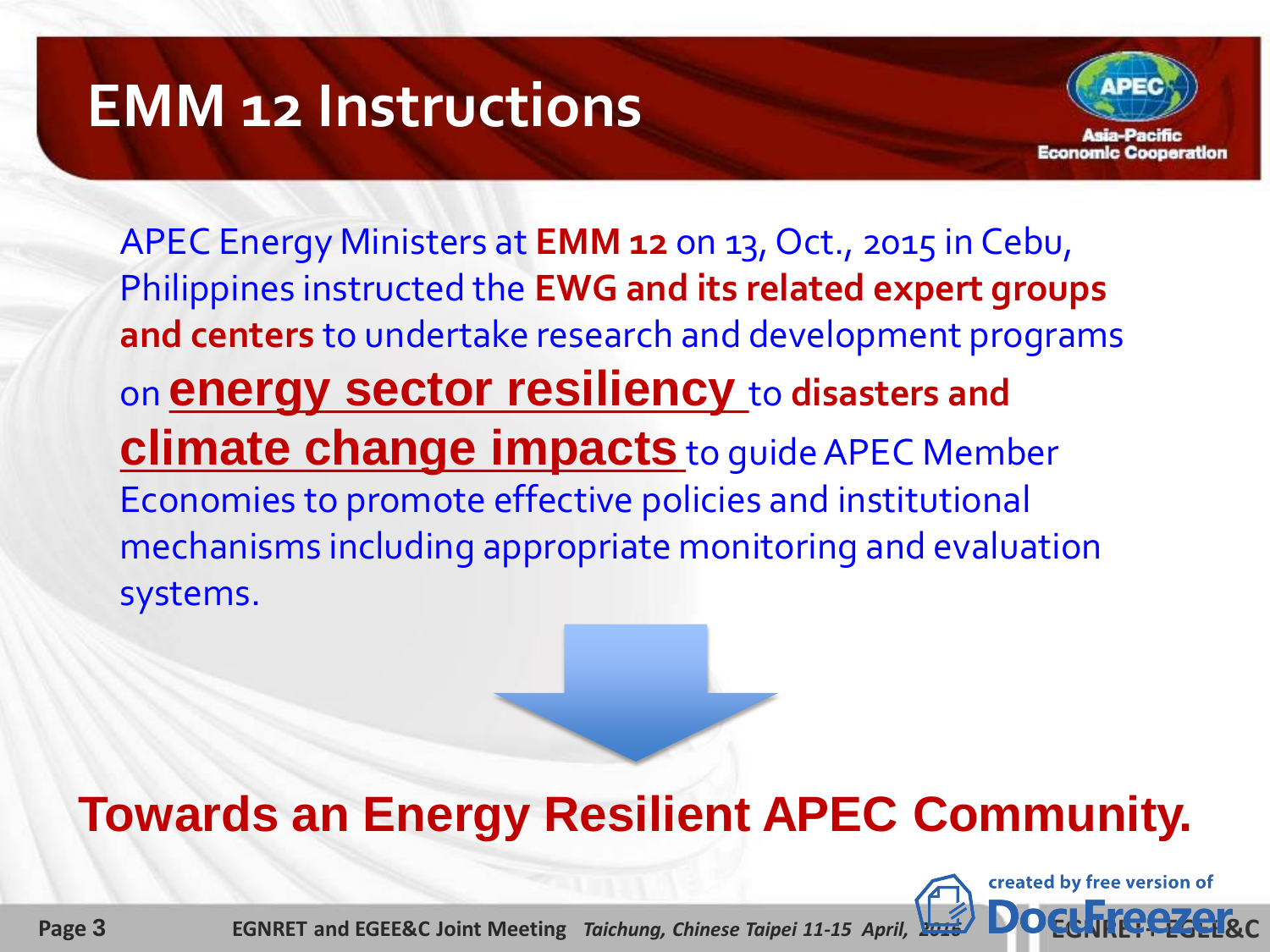# EMM 12 Instructions

APEC Energy Ministers at **EMM 12** on 13, Oct., 2015 in Cebu, Philippines instructed the **EWG and its related expert groups and centers** to undertake research and development programs on **energy sector resiliency** to **disasters and climate change impacts** to guide APEC Member Economies to promote effective policies and institutional mechanisms including appropriate monitoring and evaluation systems.

**Towards an Energy Resilient APEC Community.**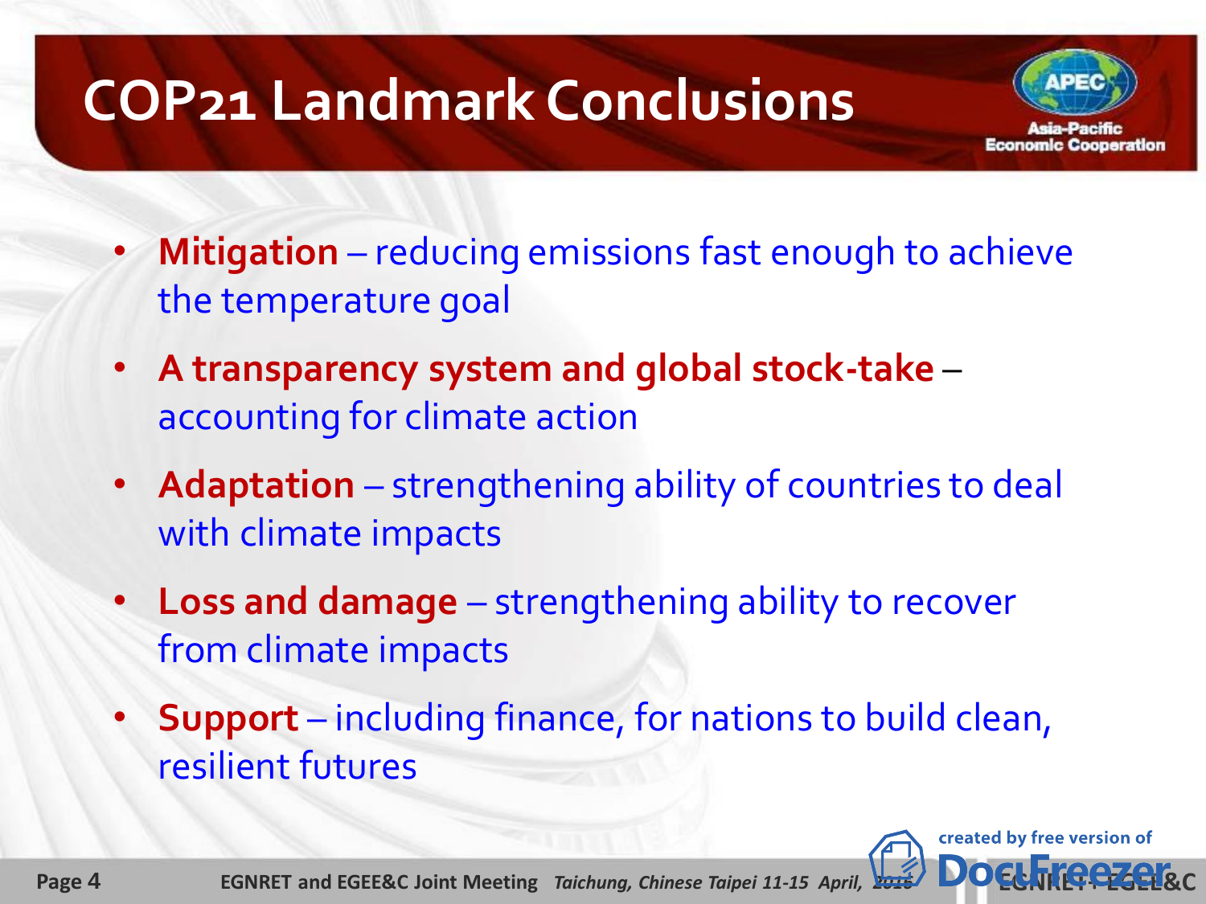# COP21 Landmark Conclusions

- **Mitigation** – reducing emissions fast enough to achieve the temperature goal
- **A transparency system and global stock-take** – accounting for climate action
- **Adaptation** – strengthening ability of countries to deal with climate impacts
- **Loss and damage** – strengthening ability to recover from climate impacts
- **Support** – including finance, for nations to build clean, resilient futures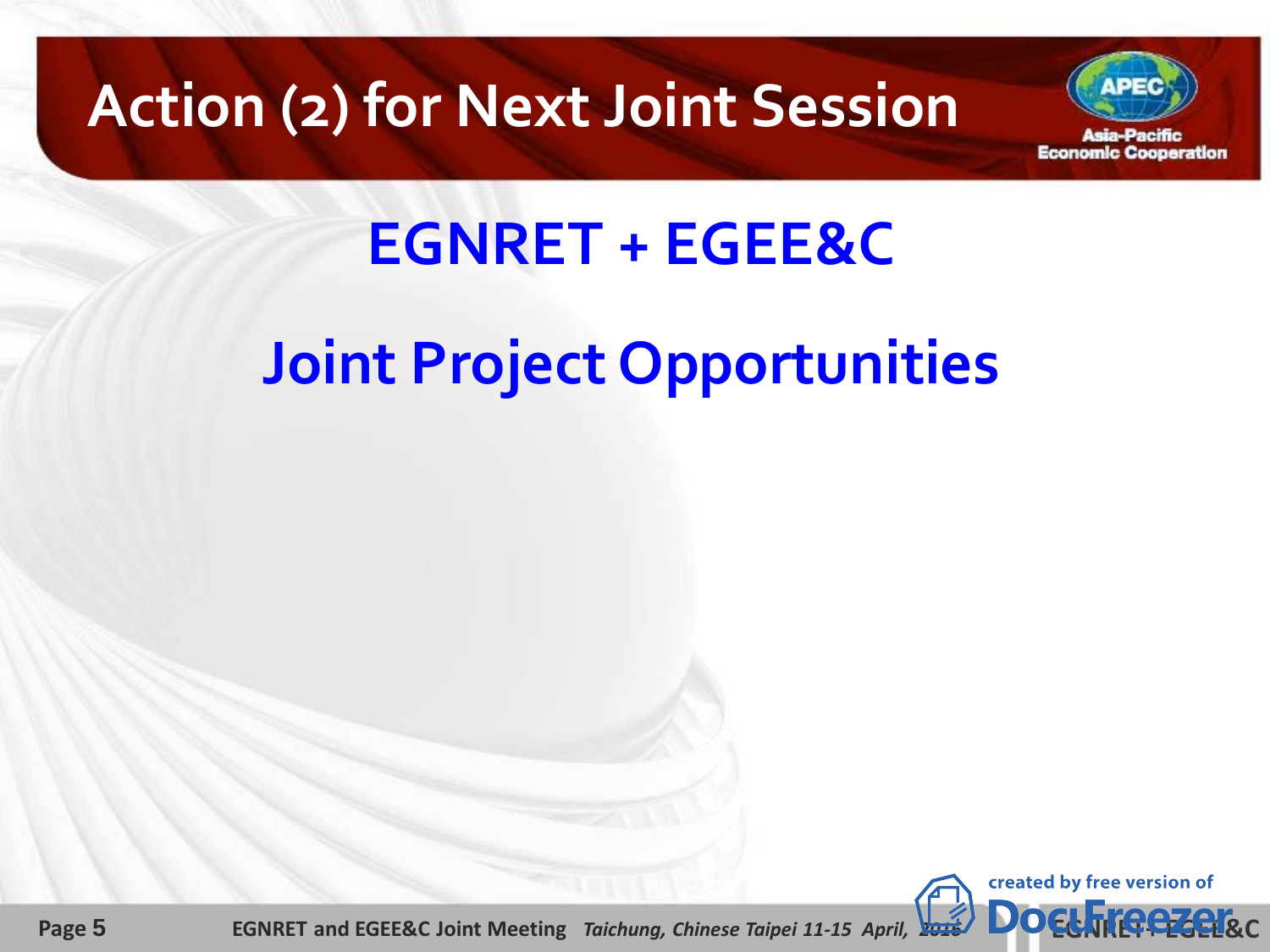# Action (2) for Next Joint Session

## EGNRET + EGEE&C

## Joint Project Opportunities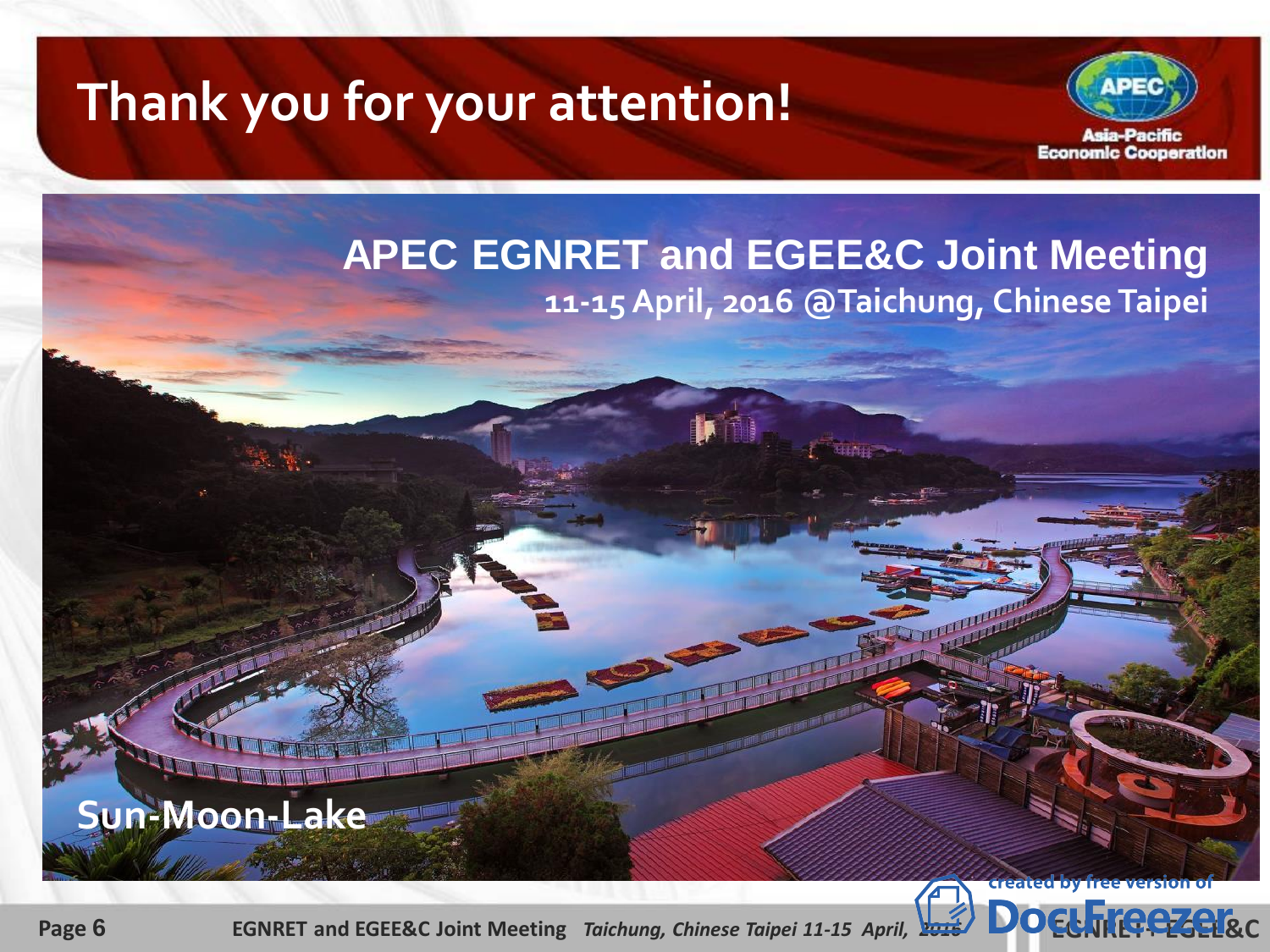# Thank you for your attention!

Asia-Pacific Economic Cooperation

## APEC EGNRET and EGEE&C Joint Meeting

**11-15 April, 2016 @Taichung, Chinese Taipei**

Sun-Moon-Lake